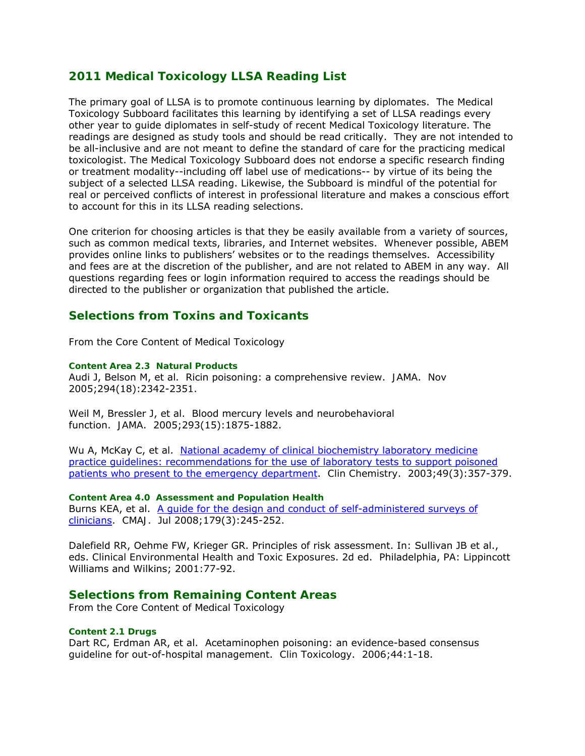## 2011 Medical Toxicology LLSA Reading List

The primary goal of LLSA is to promote continuous learning by diplomates. The Medical Toxicology Subboard facilitates this learning by identifying a set of LLSA readings every other year to guide diplomates in self-study of recent Medical Toxicology literature. The readings are designed as study tools and should be read critically. They are not intended to be all-inclusive and are not meant to define the standard of care for the practicing medical toxicologist. The Medical Toxicology Subboard does not endorse a specific research finding or treatment modality--including off label use of medications-- by virtue of its being the subject of a selected LLSA reading. Likewise, the Subboard is mindful of the potential for real or perceived conflicts of interest in professional literature and makes a conscious effort to account for this in its LLSA reading selections.

One criterion for choosing articles is that they be easily available from a variety of sources, such as common medical texts, libraries, and Internet websites. Whenever possible, ABEM provides online links to publishers' websites or to the readings themselves. Accessibility and fees are at the discretion of the publisher, and are not related to ABEM in any way. All questions regarding fees or login information required to access the readings should be directed to the publisher or organization that published the article.

## Selections from Toxins and Toxicants

From the Core Content of Medical Toxicology

#### Content Area 2.3 Natural Products

Audi J, Belson M, et al. Ricin poisoning: a comprehensive review. JAMA. Nov 2005;294(18):2342-2351.

Weil M, Bressler J, et al. Blood mercury levels and neurobehavioral function. JAMA. 2005;293(15):1875-1882.

Wu A, McKay C, et al. National academy of clinical biochemistry laboratory medicine practice guidelines: recommendations for the use of laboratory tests to support poisoned patients who present to the emergency department. Clin Chemistry. 2003;49(3):357-379.

#### Content Area 4.0 Assessment and Population Health

Burns KEA, et al. A guide for the design and conduct of self-administered surveys of clinicians. CMAJ. Jul 2008;179(3):245-252.

Dalefield RR, Oehme FW, Krieger GR. Principles of risk assessment. In: Sullivan JB et al., eds. Clinical Environmental Health and Toxic Exposures. 2d ed. Philadelphia, PA: Lippincott Williams and Wilkins; 2001:77-92.

## Selections from Remaining Content Areas

From the Core Content of Medical Toxicology

#### Content 2.1 Drugs

Dart RC, Erdman AR, et al. Acetaminophen poisoning: an evidence-based consensus guideline for out-of-hospital management. Clin Toxicology. 2006;44:1-18.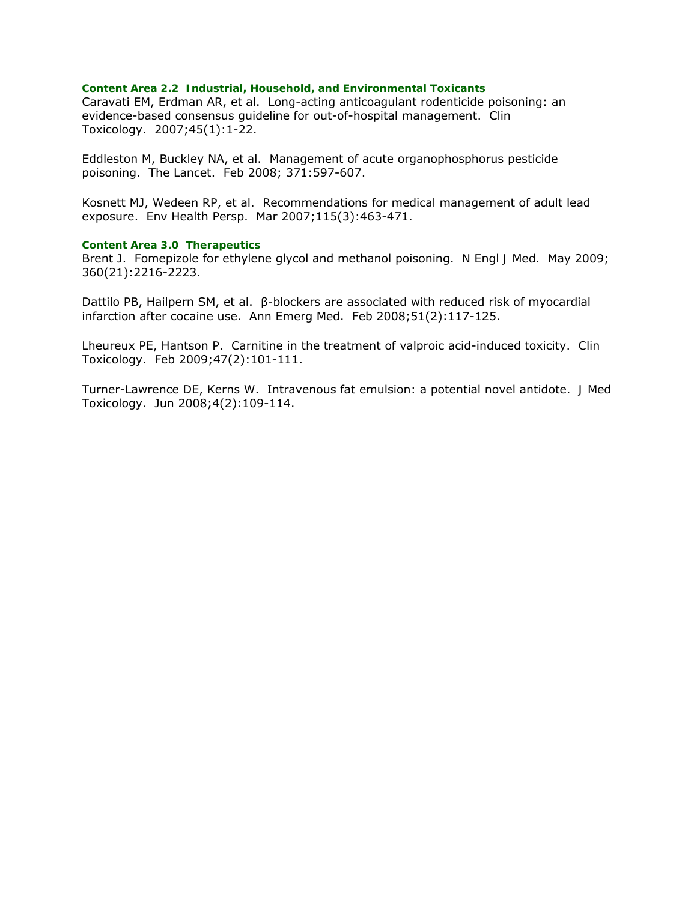**Content Area 2.2 Industrial, Household, and Environmental Toxicants**

Caravati EM, Erdman AR, et al. Long-acting anticoagulant rodenticide poisoning: an evidence-based consensus guideline for out-of-hospital management. Clin Toxicology. 2007;45(1):1-22.

Eddleston M, Buckley NA, et al. Management of acute organophosphorus pesticide poisoning. The Lancet. Feb 2008; 371:597-607.

Kosnett MJ, Wedeen RP, et al. Recommendations for medical management of adult lead exposure. Env Health Persp. Mar 2007;115(3):463-471.

**Content Area 3.0 Therapeutics**

Brent J. Fomepizole for ethylene glycol and methanol poisoning. N Engl J Med. May 2009; 360(21):2216-2223.

Dattilo PB, Hailpern SM, et al. β-blockers are associated with reduced risk of myocardial infarction after cocaine use. Ann Emerg Med. Feb 2008;51(2):117-125.

Lheureux PE, Hantson P. Carnitine in the treatment of valproic acid-induced toxicity. Clin Toxicology. Feb 2009;47(2):101-111.

Turner-Lawrence DE, Kerns W. Intravenous fat emulsion: a potential novel antidote. J Med Toxicology. Jun 2008;4(2):109-114.